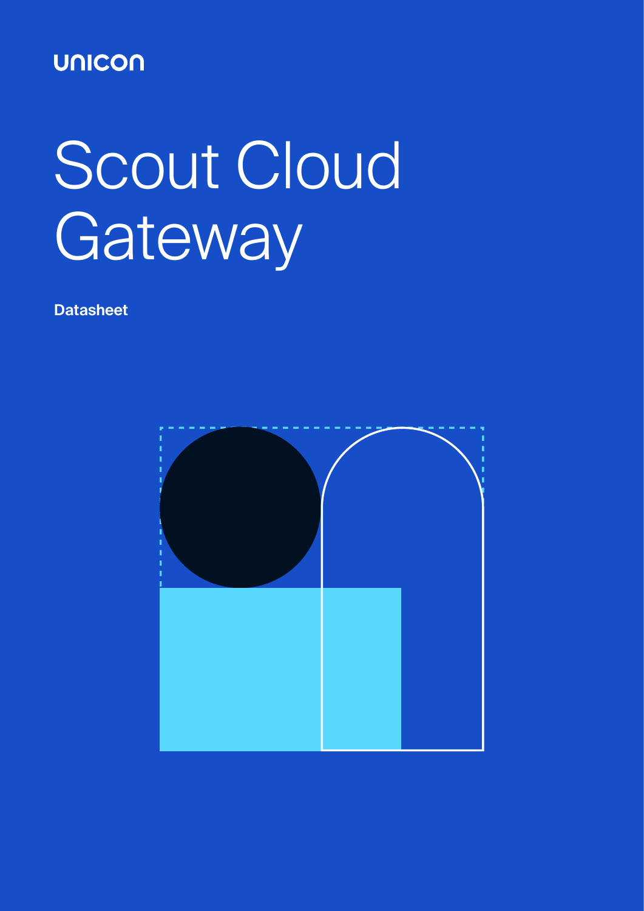unicon

# Scout Cloud Gateway

**Datasheet**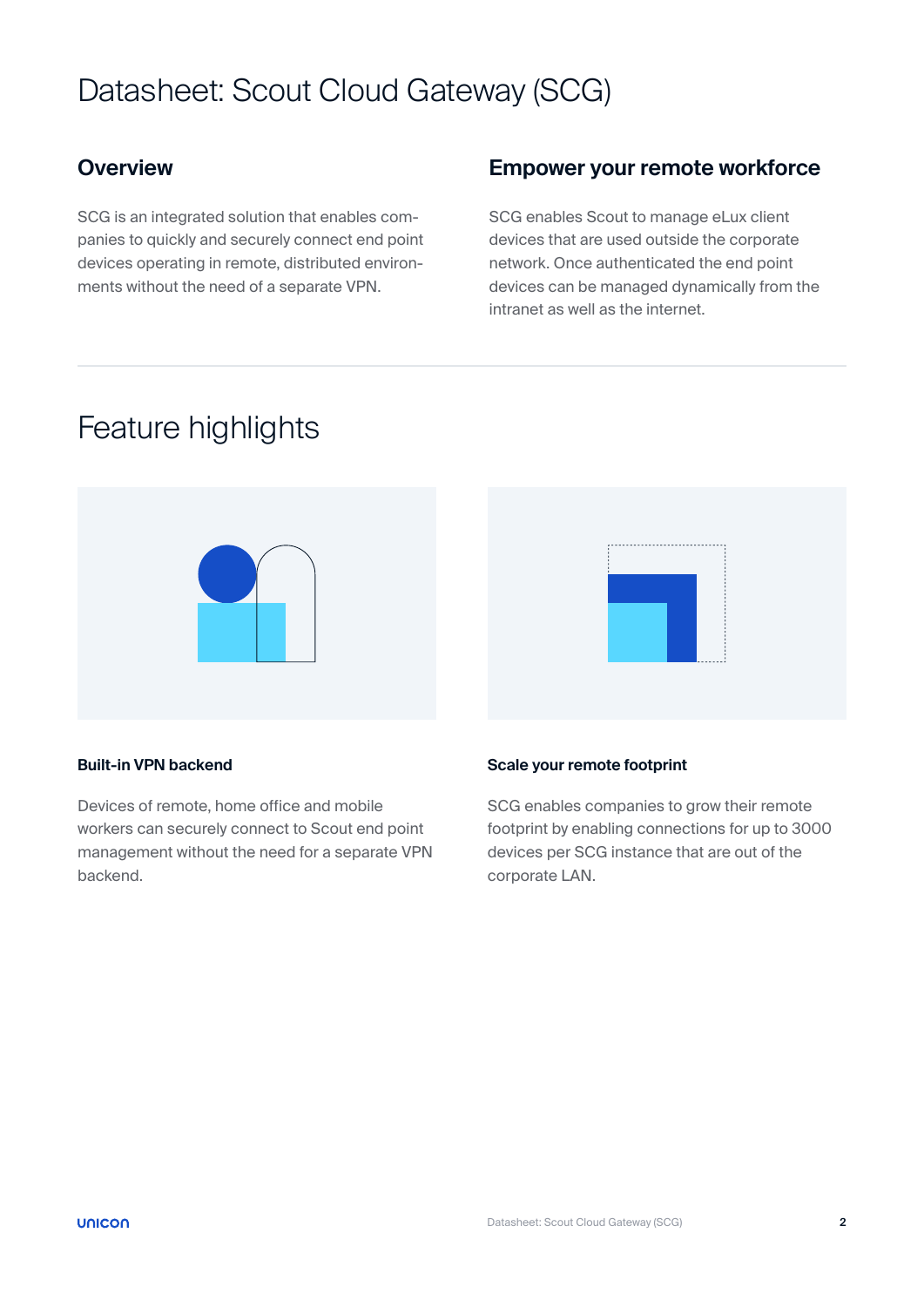# Datasheet: Scout Cloud Gateway (SCG)

## Overview

SCG is an integrated solution that enables companies to quickly and securely connect end point devices operating in remote, distributed environments without the need of a separate VPN.

## Empower your remote workforce

SCG enables Scout to manage eLux client devices that are used outside the corporate network. Once authenticated the end point devices can be managed dynamically from the intranet as well as the internet.

# Feature highlights

### Built-in VPN backend

Devices of remote, home office and mobile workers can securely connect to Scout end point management without the need for a separate VPN backend.

### Scale your remote footprint

SCG enables companies to grow their remote footprint by enabling connections for up to 3000 devices per SCG instance that are out of the corporate LAN.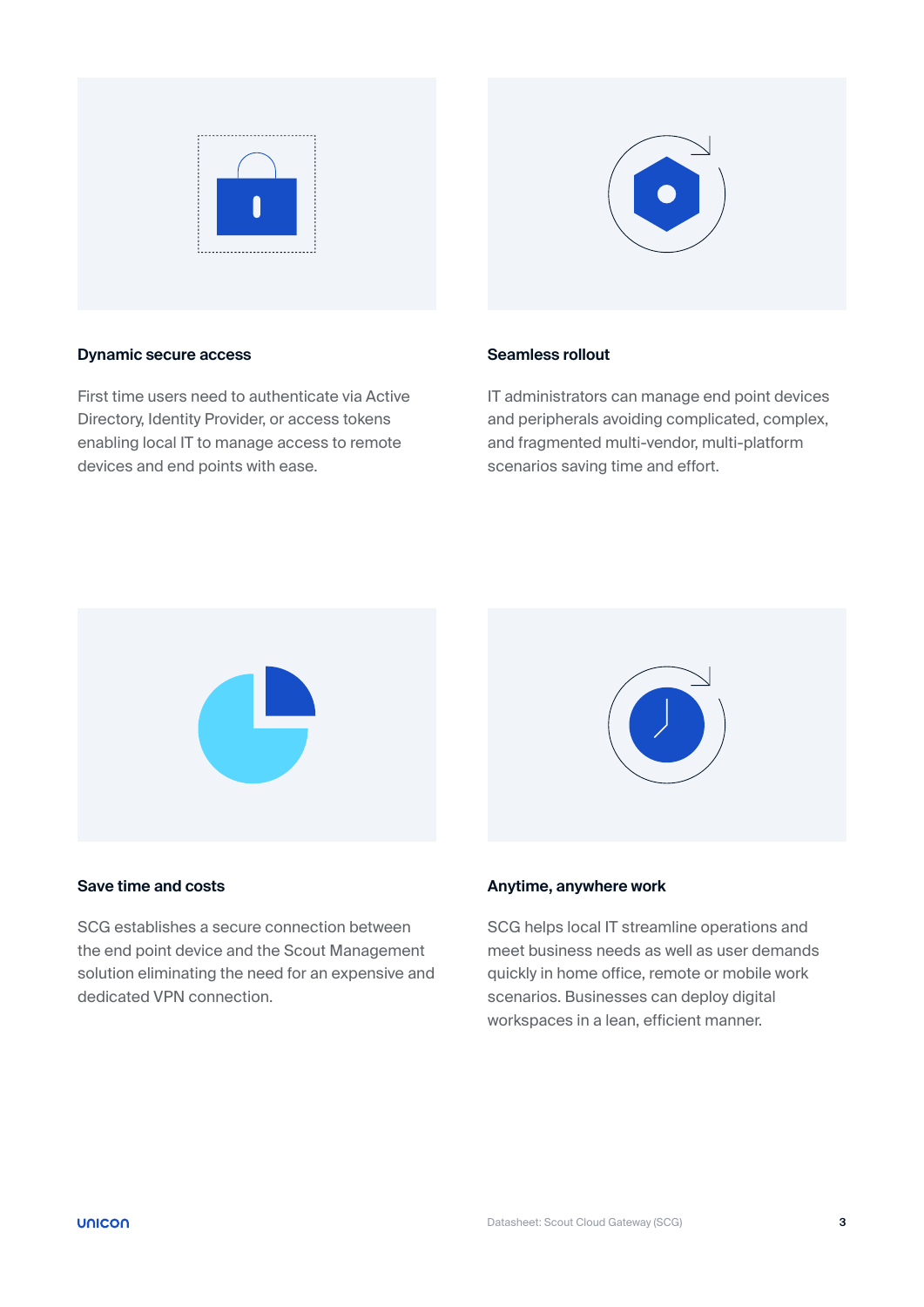### Dynamic secure access

First time users need to authenticate via Active Directory, Identity Provider, or access tokens enabling local IT to manage access to remote devices and end points with ease.

### Seamless rollout

IT administrators can manage end point devices and peripherals avoiding complicated, complex, and fragmented multi-vendor, multi-platform scenarios saving time and effort.

### Save time and costs

SCG establishes a secure connection between the end point device and the Scout Management solution eliminating the need for an expensive and dedicated VPN connection.

### Anytime, anywhere work

SCG helps local IT streamline operations and meet business needs as well as user demands quickly in home office, remote or mobile work scenarios. Businesses can deploy digital workspaces in a lean, efficient manner.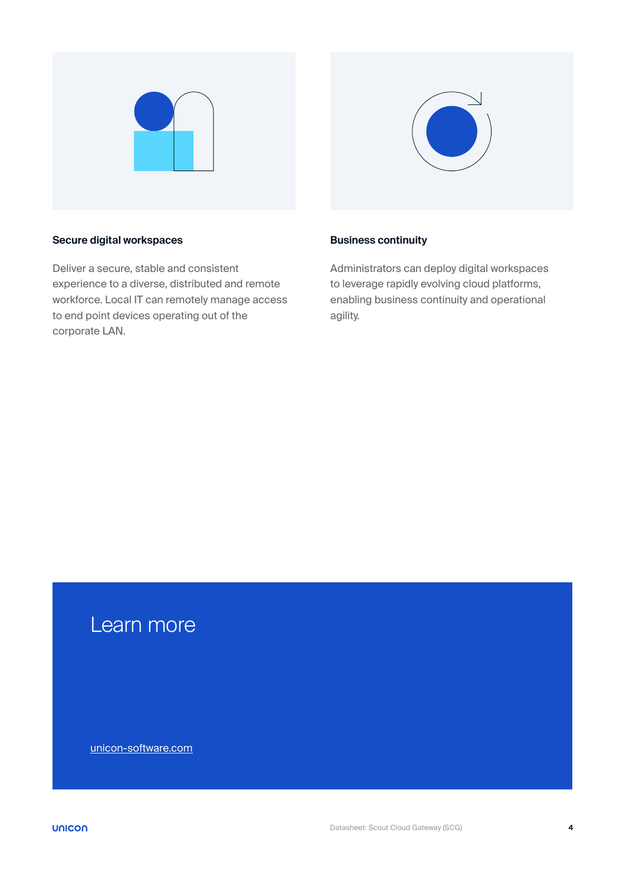### Secure digital workspaces

Deliver a secure, stable and consistent experience to a diverse, distributed and remote workforce. Local IT can remotely manage access to end point devices operating out of the corporate LAN.

### Business continuity

Administrators can deploy digital workspaces to leverage rapidly evolving cloud platforms, enabling business continuity and operational agility.

## Learn more

[unicon-software.com](unicon-software.com)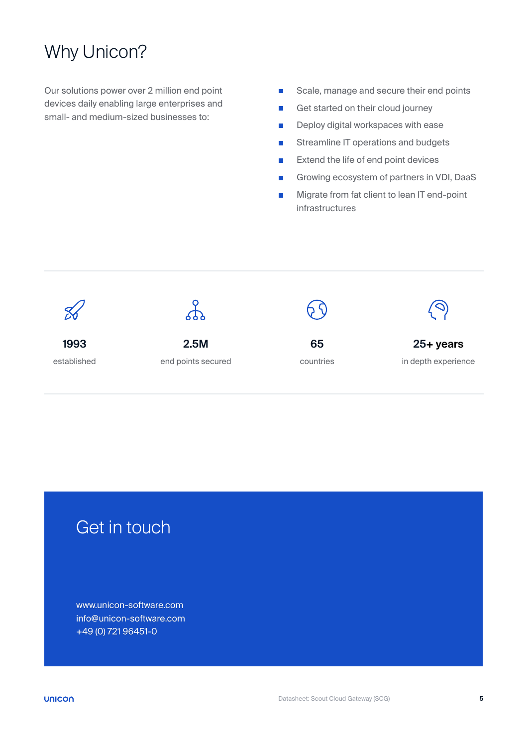# Why Unicon?

Our solutions power over 2 million end point devices daily enabling large enterprises and small- and medium-sized businesses to:

- Scale, manage and secure their end points
- Get started on their cloud journey
- Deploy digital workspaces with ease
- Streamline IT operations and budgets
- Extend the life of end point devices
- Growing ecosystem of partners in VDI, DaaS
- Migrate from fat client to lean IT end-point infrastructures

**1993**
established

**2.5M**
end points secured

**65**
countries

**25+ years**
in depth experience

## Get in touch

www.unicon-software.com
info@unicon-software.com
+49 (0) 721 96451-0